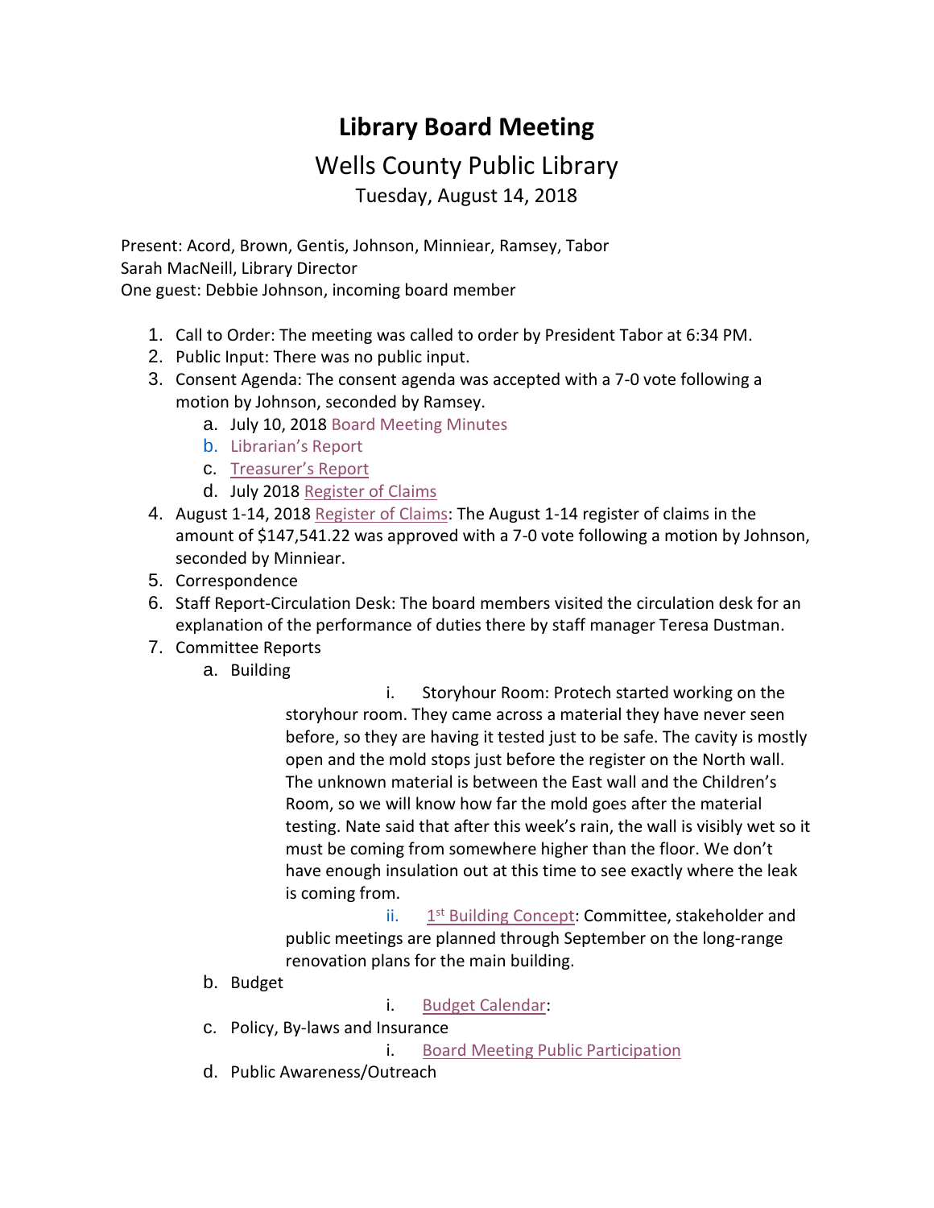# Library Board Meeting

## Wells County Public Library

Tuesday, August 14, 2018

Present: Acord, Brown, Gentis, Johnson, Minniear, Ramsey, Tabor
Sarah MacNeill, Library Director
One guest: Debbie Johnson, incoming board member

1. Call to Order: The meeting was called to order by President Tabor at 6:34 PM.
2. Public Input: There was no public input.
3. Consent Agenda: The consent agenda was accepted with a 7-0 vote following a motion by Johnson, seconded by Ramsey.
   a. July 10, 2018 Board Meeting Minutes
   b. Librarian's Report
   c. Treasurer's Report
   d. July 2018 Register of Claims
4. August 1-14, 2018 Register of Claims: The August 1-14 register of claims in the amount of $147,541.22 was approved with a 7-0 vote following a motion by Johnson, seconded by Minniear.
5. Correspondence
6. Staff Report-Circulation Desk: The board members visited the circulation desk for an explanation of the performance of duties there by staff manager Teresa Dustman.
7. Committee Reports
   a. Building
      i. Storyhour Room: Protech started working on the storyhour room. They came across a material they have never seen before, so they are having it tested just to be safe. The cavity is mostly open and the mold stops just before the register on the North wall. The unknown material is between the East wall and the Children's Room, so we will know how far the mold goes after the material testing. Nate said that after this week's rain, the wall is visibly wet so it must be coming from somewhere higher than the floor. We don't have enough insulation out at this time to see exactly where the leak is coming from.
      ii. 1st Building Concept: Committee, stakeholder and public meetings are planned through September on the long-range renovation plans for the main building.
   b. Budget
      i. Budget Calendar:
   c. Policy, By-laws and Insurance
      i. Board Meeting Public Participation
   d. Public Awareness/Outreach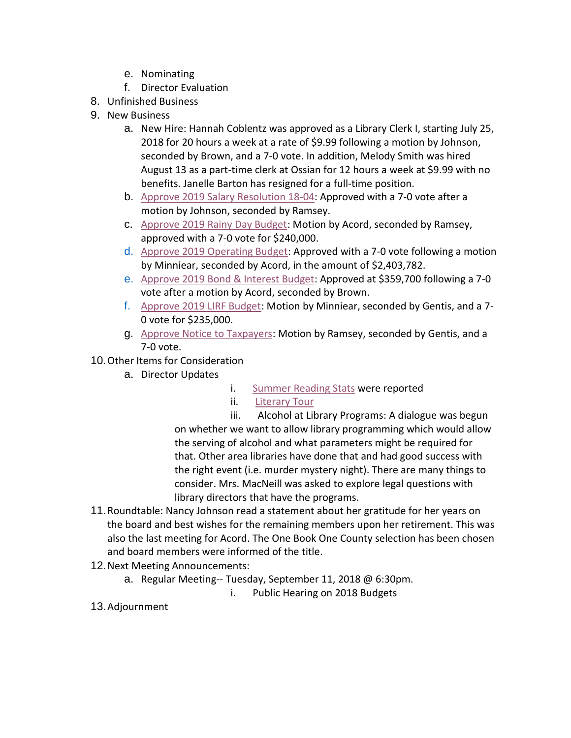e. Nominating
   f. Director Evaluation
8. Unfinished Business
9. New Business
   a. New Hire: Hannah Coblentz was approved as a Library Clerk I, starting July 25, 2018 for 20 hours a week at a rate of $9.99 following a motion by Johnson, seconded by Brown, and a 7-0 vote. In addition, Melody Smith was hired August 13 as a part-time clerk at Ossian for 12 hours a week at $9.99 with no benefits. Janelle Barton has resigned for a full-time position.
   b. Approve 2019 Salary Resolution 18-04: Approved with a 7-0 vote after a motion by Johnson, seconded by Ramsey.
   c. Approve 2019 Rainy Day Budget: Motion by Acord, seconded by Ramsey, approved with a 7-0 vote for $240,000.
   d. Approve 2019 Operating Budget: Approved with a 7-0 vote following a motion by Minniear, seconded by Acord, in the amount of $2,403,782.
   e. Approve 2019 Bond & Interest Budget: Approved at $359,700 following a 7-0 vote after a motion by Acord, seconded by Brown.
   f. Approve 2019 LIRF Budget: Motion by Minniear, seconded by Gentis, and a 7-0 vote for $235,000.
   g. Approve Notice to Taxpayers: Motion by Ramsey, seconded by Gentis, and a 7-0 vote.
10. Other Items for Consideration
    a. Director Updates
       i. Summer Reading Stats were reported
       ii. Literary Tour
       iii. Alcohol at Library Programs: A dialogue was begun on whether we want to allow library programming which would allow the serving of alcohol and what parameters might be required for that. Other area libraries have done that and had good success with the right event (i.e. murder mystery night). There are many things to consider. Mrs. MacNeill was asked to explore legal questions with library directors that have the programs.
11. Roundtable: Nancy Johnson read a statement about her gratitude for her years on the board and best wishes for the remaining members upon her retirement. This was also the last meeting for Acord. The One Book One County selection has been chosen and board members were informed of the title.
12. Next Meeting Announcements:
    a. Regular Meeting-- Tuesday, September 11, 2018 @ 6:30pm.
       i. Public Hearing on 2018 Budgets
13. Adjournment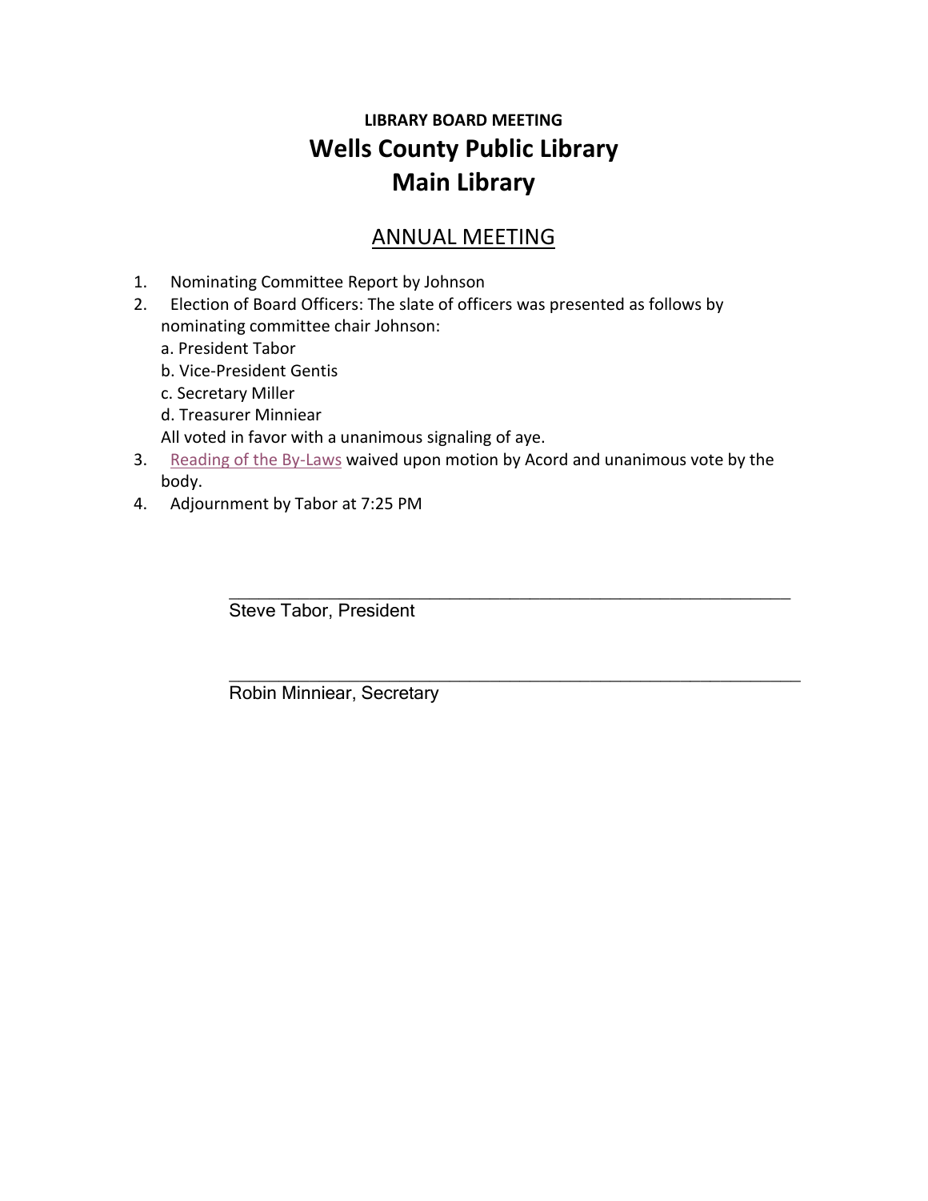**LIBRARY BOARD MEETING**

# Wells County Public Library
# Main Library

## ANNUAL MEETING

1. Nominating Committee Report by Johnson
2. Election of Board Officers: The slate of officers was presented as follows by nominating committee chair Johnson:
   a. President Tabor
   b. Vice-President Gentis
   c. Secretary Miller
   d. Treasurer Minniear
   All voted in favor with a unanimous signaling of aye.
3. Reading of the By-Laws waived upon motion by Acord and unanimous vote by the body.
4. Adjournment by Tabor at 7:25 PM

\_\_\_\_\_\_\_\_\_\_\_\_\_\_\_\_\_\_\_\_\_\_\_\_\_\_\_\_\_\_\_\_\_\_\_\_\_\_\_\_\_\_\_\_\_\_\_\_

Steve Tabor, President

\_\_\_\_\_\_\_\_\_\_\_\_\_\_\_\_\_\_\_\_\_\_\_\_\_\_\_\_\_\_\_\_\_\_\_\_\_\_\_\_\_\_\_\_\_\_\_\_

Robin Minniear, Secretary